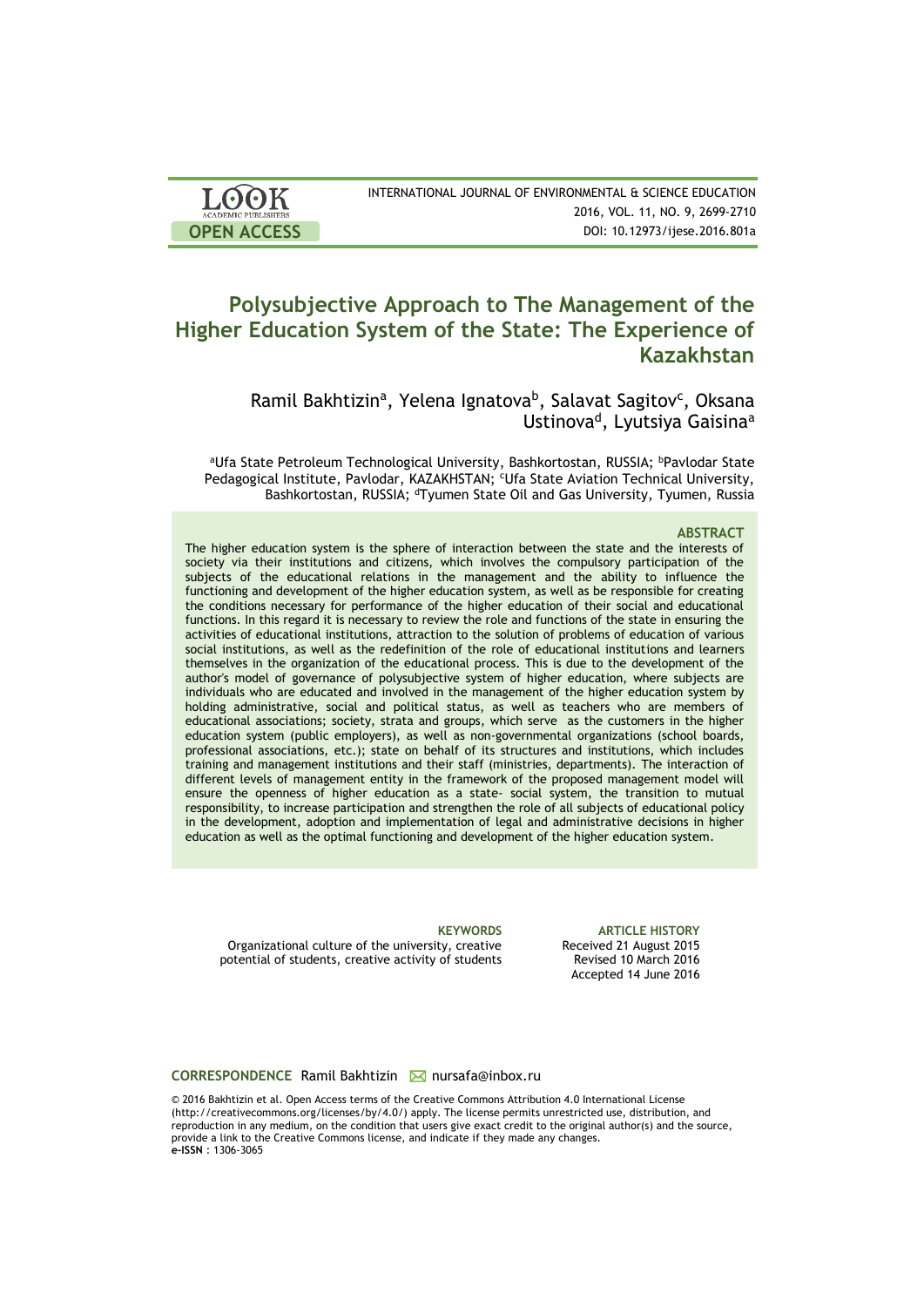# Polysubjective Approach to The Management of the Higher Education System of the State: The Experience of Kazakhstan

Ramil Bakhtizin[a], Yelena Ignatova[b], Salavat Sagitov[c], Oksana Ustinova[d], Lyutsiya Gaisina[a]

[a]Ufa State Petroleum Technological University, Bashkortostan, RUSSIA; [b]Pavlodar State Pedagogical Institute, Pavlodar, KAZAKHSTAN; [c]Ufa State Aviation Technical University, Bashkortostan, RUSSIA; [d]Tyumen State Oil and Gas University, Tyumen, Russia

### ABSTRACT

The higher education system is the sphere of interaction between the state and the interests of society via their institutions and citizens, which involves the compulsory participation of the subjects of the educational relations in the management and the ability to influence the functioning and development of the higher education system, as well as be responsible for creating the conditions necessary for performance of the higher education of their social and educational functions. In this regard it is necessary to review the role and functions of the state in ensuring the activities of educational institutions, attraction to the solution of problems of education of various social institutions, as well as the redefinition of the role of educational institutions and learners themselves in the organization of the educational process. This is due to the development of the author's model of governance of polysubjective system of higher education, where subjects are individuals who are educated and involved in the management of the higher education system by holding administrative, social and political status, as well as teachers who are members of educational associations; society, strata and groups, which serve as the customers in the higher education system (public employers), as well as non-governmental organizations (school boards, professional associations, etc.); state on behalf of its structures and institutions, which includes training and management institutions and their staff (ministries, departments). The interaction of different levels of management entity in the framework of the proposed management model will ensure the openness of higher education as a state- social system, the transition to mutual responsibility, to increase participation and strengthen the role of all subjects of educational policy in the development, adoption and implementation of legal and administrative decisions in higher education as well as the optimal functioning and development of the higher education system.

**KEYWORDS**
Organizational culture of the university, creative potential of students, creative activity of students

**ARTICLE HISTORY**
Received 21 August 2015
Revised 10 March 2016
Accepted 14 June 2016

**CORRESPONDENCE** Ramil Bakhtizin nursafa@inbox.ru

© 2016 Bakhtizin et al. Open Access terms of the Creative Commons Attribution 4.0 International License (http://creativecommons.org/licenses/by/4.0/) apply. The license permits unrestricted use, distribution, and reproduction in any medium, on the condition that users give exact credit to the original author(s) and the source, provide a link to the Creative Commons license, and indicate if they made any changes.
**e-ISSN** : 1306-3065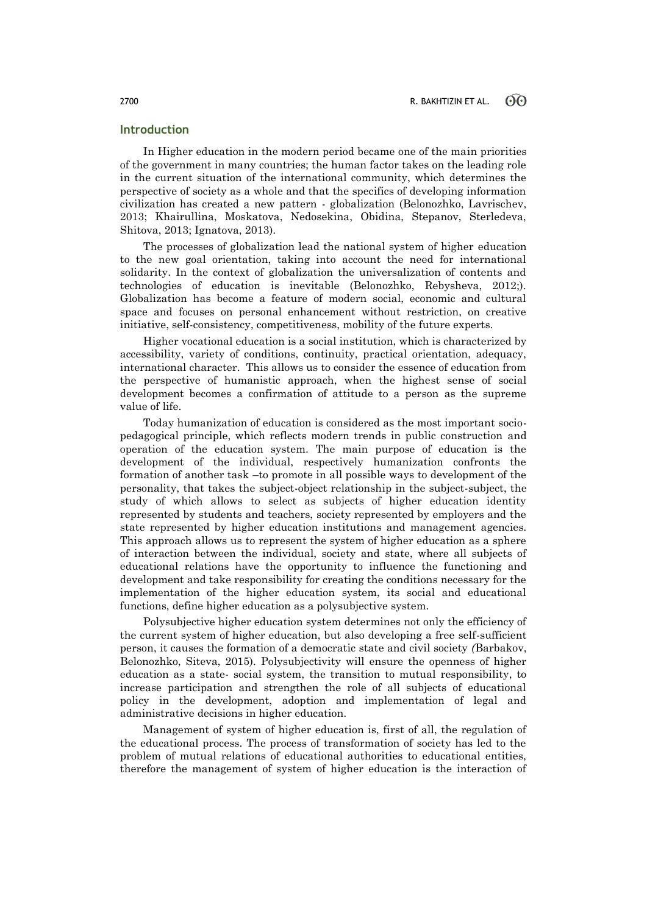## Introduction

In Higher education in the modern period became one of the main priorities of the government in many countries; the human factor takes on the leading role in the current situation of the international community, which determines the perspective of society as a whole and that the specifics of developing information civilization has created a new pattern - globalization (Belonozhko, Lavrischev, 2013; Khairullina, Moskatova, Nedosekina, Obidina, Stepanov, Sterledeva, Shitova, 2013; Ignatova, 2013).

The processes of globalization lead the national system of higher education to the new goal orientation, taking into account the need for international solidarity. In the context of globalization the universalization of contents and technologies of education is inevitable (Belonozhko, Rebysheva, 2012;). Globalization has become a feature of modern social, economic and cultural space and focuses on personal enhancement without restriction, on creative initiative, self-consistency, competitiveness, mobility of the future experts.

Higher vocational education is a social institution, which is characterized by accessibility, variety of conditions, continuity, practical orientation, adequacy, international character. This allows us to consider the essence of education from the perspective of humanistic approach, when the highest sense of social development becomes a confirmation of attitude to a person as the supreme value of life.

Today humanization of education is considered as the most important socio-pedagogical principle, which reflects modern trends in public construction and operation of the education system. The main purpose of education is the development of the individual, respectively humanization confronts the formation of another task –to promote in all possible ways to development of the personality, that takes the subject-object relationship in the subject-subject, the study of which allows to select as subjects of higher education identity represented by students and teachers, society represented by employers and the state represented by higher education institutions and management agencies. This approach allows us to represent the system of higher education as a sphere of interaction between the individual, society and state, where all subjects of educational relations have the opportunity to influence the functioning and development and take responsibility for creating the conditions necessary for the implementation of the higher education system, its social and educational functions, define higher education as a polysubjective system.

Polysubjective higher education system determines not only the efficiency of the current system of higher education, but also developing a free self-sufficient person, it causes the formation of a democratic state and civil society *(*Barbakov, Belonozhko, Siteva, 2015). Polysubjectivity will ensure the openness of higher education as a state- social system, the transition to mutual responsibility, to increase participation and strengthen the role of all subjects of educational policy in the development, adoption and implementation of legal and administrative decisions in higher education.

Management of system of higher education is, first of all, the regulation of the educational process. The process of transformation of society has led to the problem of mutual relations of educational authorities to educational entities, therefore the management of system of higher education is the interaction of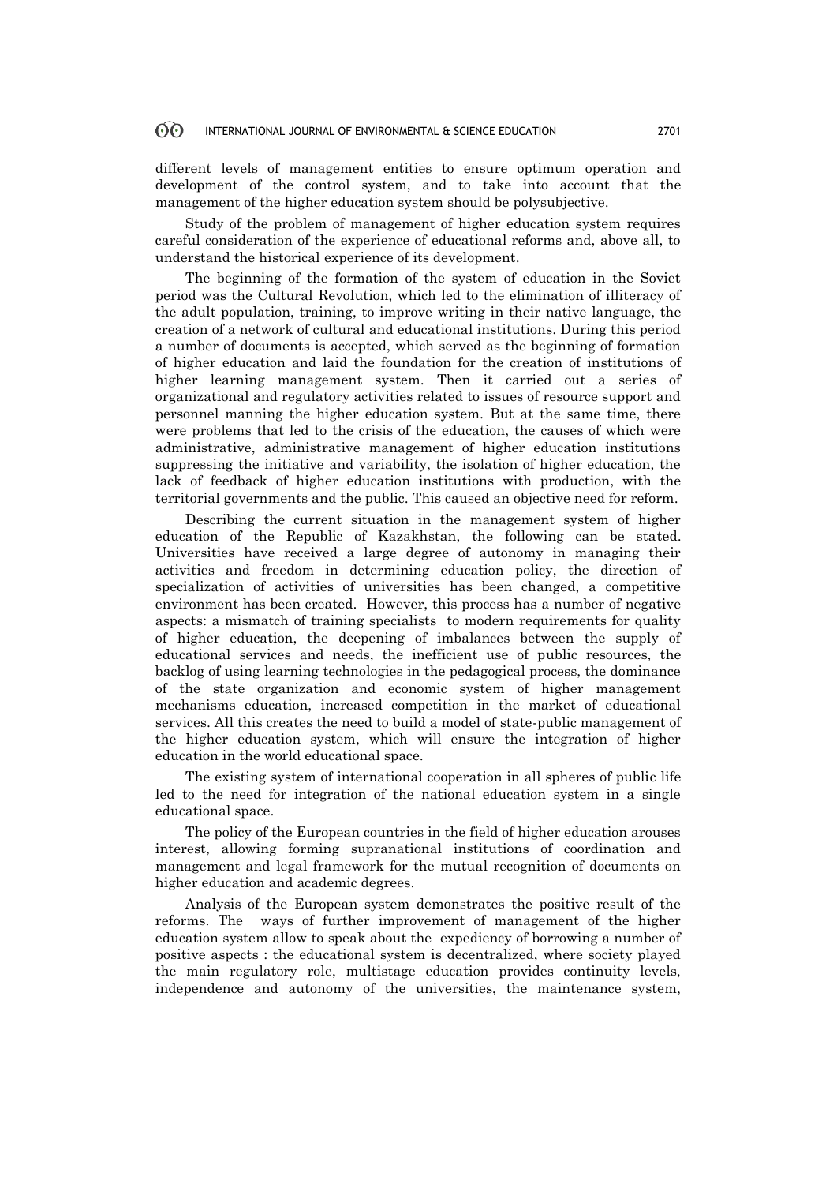different levels of management entities to ensure optimum operation and development of the control system, and to take into account that the management of the higher education system should be polysubjective.

Study of the problem of management of higher education system requires careful consideration of the experience of educational reforms and, above all, to understand the historical experience of its development.

The beginning of the formation of the system of education in the Soviet period was the Cultural Revolution, which led to the elimination of illiteracy of the adult population, training, to improve writing in their native language, the creation of a network of cultural and educational institutions. During this period a number of documents is accepted, which served as the beginning of formation of higher education and laid the foundation for the creation of institutions of higher learning management system. Then it carried out a series of organizational and regulatory activities related to issues of resource support and personnel manning the higher education system. But at the same time, there were problems that led to the crisis of the education, the causes of which were administrative, administrative management of higher education institutions suppressing the initiative and variability, the isolation of higher education, the lack of feedback of higher education institutions with production, with the territorial governments and the public. This caused an objective need for reform.

Describing the current situation in the management system of higher education of the Republic of Kazakhstan, the following can be stated. Universities have received a large degree of autonomy in managing their activities and freedom in determining education policy, the direction of specialization of activities of universities has been changed, a competitive environment has been created. However, this process has a number of negative aspects: a mismatch of training specialists to modern requirements for quality of higher education, the deepening of imbalances between the supply of educational services and needs, the inefficient use of public resources, the backlog of using learning technologies in the pedagogical process, the dominance of the state organization and economic system of higher management mechanisms education, increased competition in the market of educational services. All this creates the need to build a model of state-public management of the higher education system, which will ensure the integration of higher education in the world educational space.

The existing system of international cooperation in all spheres of public life led to the need for integration of the national education system in a single educational space.

The policy of the European countries in the field of higher education arouses interest, allowing forming supranational institutions of coordination and management and legal framework for the mutual recognition of documents on higher education and academic degrees.

Analysis of the European system demonstrates the positive result of the reforms. The ways of further improvement of management of the higher education system allow to speak about the expediency of borrowing a number of positive aspects : the educational system is decentralized, where society played the main regulatory role, multistage education provides continuity levels, independence and autonomy of the universities, the maintenance system,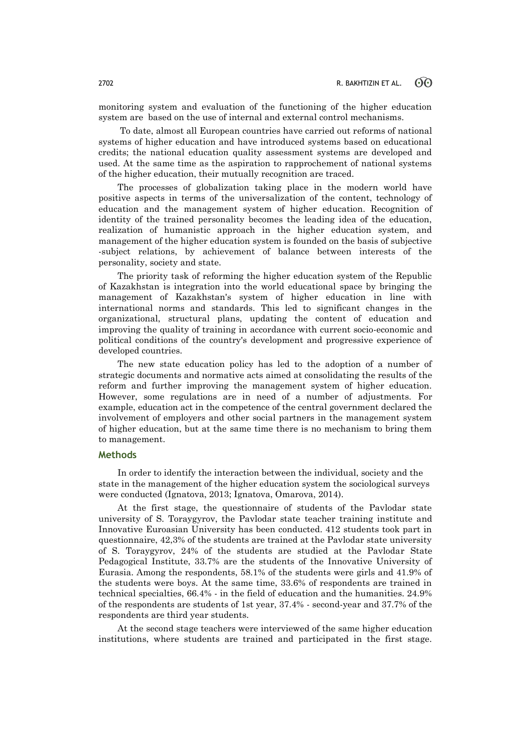monitoring system and evaluation of the functioning of the higher education system are based on the use of internal and external control mechanisms.

To date, almost all European countries have carried out reforms of national systems of higher education and have introduced systems based on educational credits; the national education quality assessment systems are developed and used. At the same time as the aspiration to rapprochement of national systems of the higher education, their mutually recognition are traced.

The processes of globalization taking place in the modern world have positive aspects in terms of the universalization of the content, technology of education and the management system of higher education. Recognition of identity of the trained personality becomes the leading idea of the education, realization of humanistic approach in the higher education system, and management of the higher education system is founded on the basis of subjective -subject relations, by achievement of balance between interests of the personality, society and state.

The priority task of reforming the higher education system of the Republic of Kazakhstan is integration into the world educational space by bringing the management of Kazakhstan's system of higher education in line with international norms and standards. This led to significant changes in the organizational, structural plans, updating the content of education and improving the quality of training in accordance with current socio-economic and political conditions of the country's development and progressive experience of developed countries.

The new state education policy has led to the adoption of a number of strategic documents and normative acts aimed at consolidating the results of the reform and further improving the management system of higher education. However, some regulations are in need of a number of adjustments. For example, education act in the competence of the central government declared the involvement of employers and other social partners in the management system of higher education, but at the same time there is no mechanism to bring them to management.

## Methods

In order to identify the interaction between the individual, society and the state in the management of the higher education system the sociological surveys were conducted (Ignatova, 2013; Ignatova, Omarova, 2014).

At the first stage, the questionnaire of students of the Pavlodar state university of S. Toraygyrov, the Pavlodar state teacher training institute and Innovative Euroasian University has been conducted. 412 students took part in questionnaire, 42,3% of the students are trained at the Pavlodar state university of S. Toraygyrov, 24% of the students are studied at the Pavlodar State Pedagogical Institute, 33.7% are the students of the Innovative University of Eurasia. Among the respondents, 58.1% of the students were girls and 41.9% of the students were boys. At the same time, 33.6% of respondents are trained in technical specialties, 66.4% - in the field of education and the humanities. 24.9% of the respondents are students of 1st year, 37.4% - second-year and 37.7% of the respondents are third year students.

At the second stage teachers were interviewed of the same higher education institutions, where students are trained and participated in the first stage.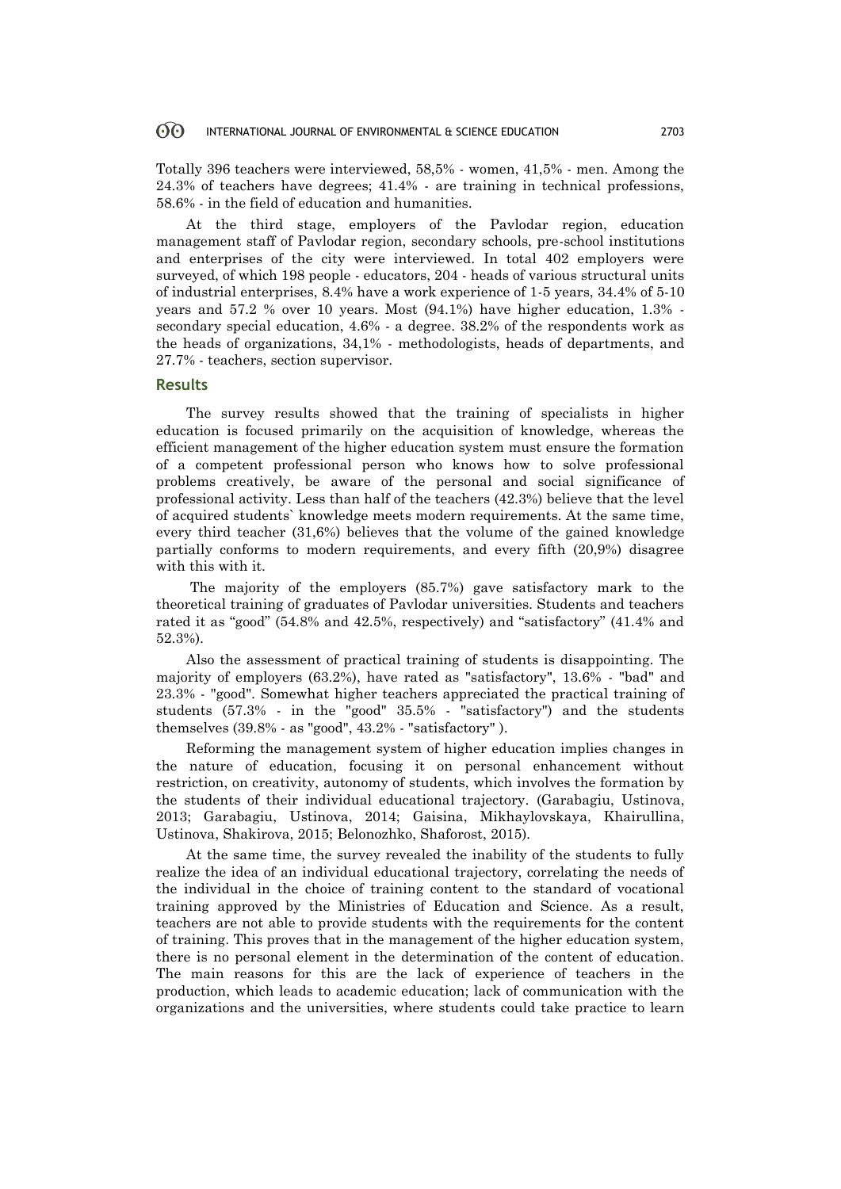Totally 396 teachers were interviewed, 58,5% - women, 41,5% - men. Among the 24.3% of teachers have degrees; 41.4% - are training in technical professions, 58.6% - in the field of education and humanities.

At the third stage, employers of the Pavlodar region, education management staff of Pavlodar region, secondary schools, pre-school institutions and enterprises of the city were interviewed. In total 402 employers were surveyed, of which 198 people - educators, 204 - heads of various structural units of industrial enterprises, 8.4% have a work experience of 1-5 years, 34.4% of 5-10 years and 57.2 % over 10 years. Most (94.1%) have higher education, 1.3% - secondary special education, 4.6% - a degree. 38.2% of the respondents work as the heads of organizations, 34,1% - methodologists, heads of departments, and 27.7% - teachers, section supervisor.

## Results

The survey results showed that the training of specialists in higher education is focused primarily on the acquisition of knowledge, whereas the efficient management of the higher education system must ensure the formation of a competent professional person who knows how to solve professional problems creatively, be aware of the personal and social significance of professional activity. Less than half of the teachers (42.3%) believe that the level of acquired students` knowledge meets modern requirements. At the same time, every third teacher (31,6%) believes that the volume of the gained knowledge partially conforms to modern requirements, and every fifth (20,9%) disagree with this with it.

The majority of the employers (85.7%) gave satisfactory mark to the theoretical training of graduates of Pavlodar universities. Students and teachers rated it as "good" (54.8% and 42.5%, respectively) and "satisfactory" (41.4% and 52.3%).

Also the assessment of practical training of students is disappointing. The majority of employers (63.2%), have rated as "satisfactory", 13.6% - "bad" and 23.3% - "good". Somewhat higher teachers appreciated the practical training of students (57.3% - in the "good" 35.5% - "satisfactory") and the students themselves (39.8% - as "good", 43.2% - "satisfactory" ).

Reforming the management system of higher education implies changes in the nature of education, focusing it on personal enhancement without restriction, on creativity, autonomy of students, which involves the formation by the students of their individual educational trajectory. (Garabagiu, Ustinova, 2013; Garabagiu, Ustinova, 2014; Gaisina, Mikhaylovskaya, Khairullina, Ustinova, Shakirova, 2015; Belonozhko, Shaforost, 2015).

At the same time, the survey revealed the inability of the students to fully realize the idea of an individual educational trajectory, correlating the needs of the individual in the choice of training content to the standard of vocational training approved by the Ministries of Education and Science. As a result, teachers are not able to provide students with the requirements for the content of training. This proves that in the management of the higher education system, there is no personal element in the determination of the content of education. The main reasons for this are the lack of experience of teachers in the production, which leads to academic education; lack of communication with the organizations and the universities, where students could take practice to learn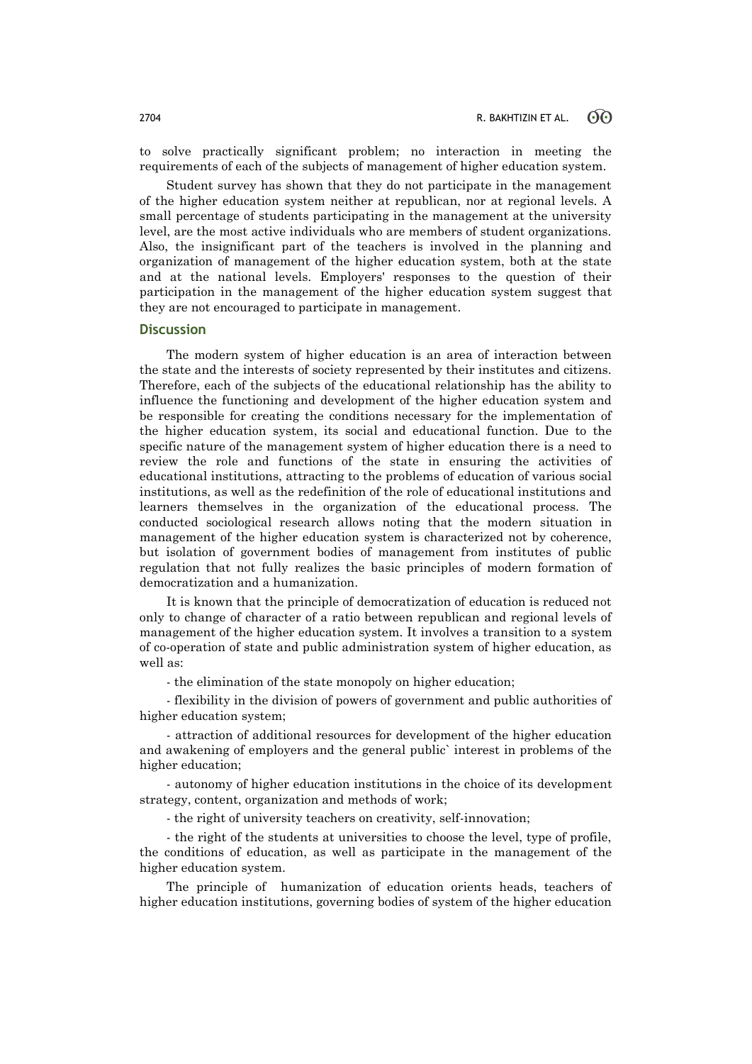to solve practically significant problem; no interaction in meeting the requirements of each of the subjects of management of higher education system.

Student survey has shown that they do not participate in the management of the higher education system neither at republican, nor at regional levels. A small percentage of students participating in the management at the university level, are the most active individuals who are members of student organizations. Also, the insignificant part of the teachers is involved in the planning and organization of management of the higher education system, both at the state and at the national levels. Employers' responses to the question of their participation in the management of the higher education system suggest that they are not encouraged to participate in management.

## Discussion

The modern system of higher education is an area of interaction between the state and the interests of society represented by their institutes and citizens. Therefore, each of the subjects of the educational relationship has the ability to influence the functioning and development of the higher education system and be responsible for creating the conditions necessary for the implementation of the higher education system, its social and educational function. Due to the specific nature of the management system of higher education there is a need to review the role and functions of the state in ensuring the activities of educational institutions, attracting to the problems of education of various social institutions, as well as the redefinition of the role of educational institutions and learners themselves in the organization of the educational process. The conducted sociological research allows noting that the modern situation in management of the higher education system is characterized not by coherence, but isolation of government bodies of management from institutes of public regulation that not fully realizes the basic principles of modern formation of democratization and a humanization.

It is known that the principle of democratization of education is reduced not only to change of character of a ratio between republican and regional levels of management of the higher education system. It involves a transition to a system of co-operation of state and public administration system of higher education, as well as:

- the elimination of the state monopoly on higher education;

- flexibility in the division of powers of government and public authorities of higher education system;

- attraction of additional resources for development of the higher education and awakening of employers and the general public` interest in problems of the higher education;

- autonomy of higher education institutions in the choice of its development strategy, content, organization and methods of work;

- the right of university teachers on creativity, self-innovation;

- the right of the students at universities to choose the level, type of profile, the conditions of education, as well as participate in the management of the higher education system.

The principle of humanization of education orients heads, teachers of higher education institutions, governing bodies of system of the higher education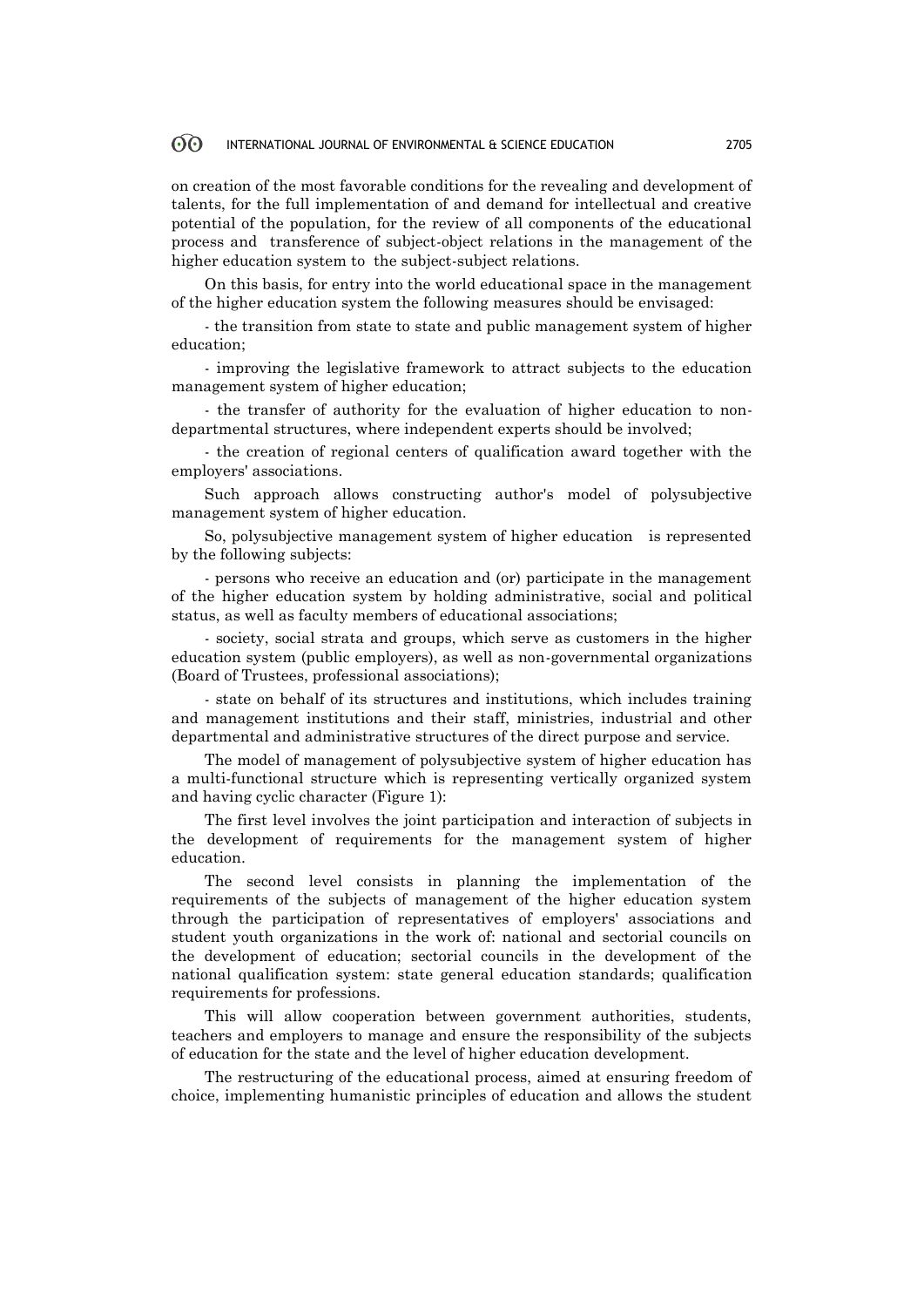on creation of the most favorable conditions for the revealing and development of talents, for the full implementation of and demand for intellectual and creative potential of the population, for the review of all components of the educational process and transference of subject-object relations in the management of the higher education system to the subject-subject relations.

On this basis, for entry into the world educational space in the management of the higher education system the following measures should be envisaged:

- the transition from state to state and public management system of higher education;
- improving the legislative framework to attract subjects to the education management system of higher education;
- the transfer of authority for the evaluation of higher education to non-departmental structures, where independent experts should be involved;
- the creation of regional centers of qualification award together with the employers' associations.

Such approach allows constructing author's model of polysubjective management system of higher education.

So, polysubjective management system of higher education is represented by the following subjects:

- persons who receive an education and (or) participate in the management of the higher education system by holding administrative, social and political status, as well as faculty members of educational associations;
- society, social strata and groups, which serve as customers in the higher education system (public employers), as well as non-governmental organizations (Board of Trustees, professional associations);
- state on behalf of its structures and institutions, which includes training and management institutions and their staff, ministries, industrial and other departmental and administrative structures of the direct purpose and service.

The model of management of polysubjective system of higher education has a multi-functional structure which is representing vertically organized system and having cyclic character (Figure 1):

The first level involves the joint participation and interaction of subjects in the development of requirements for the management system of higher education.

The second level consists in planning the implementation of the requirements of the subjects of management of the higher education system through the participation of representatives of employers' associations and student youth organizations in the work of: national and sectorial councils on the development of education; sectorial councils in the development of the national qualification system: state general education standards; qualification requirements for professions.

This will allow cooperation between government authorities, students, teachers and employers to manage and ensure the responsibility of the subjects of education for the state and the level of higher education development.

The restructuring of the educational process, aimed at ensuring freedom of choice, implementing humanistic principles of education and allows the student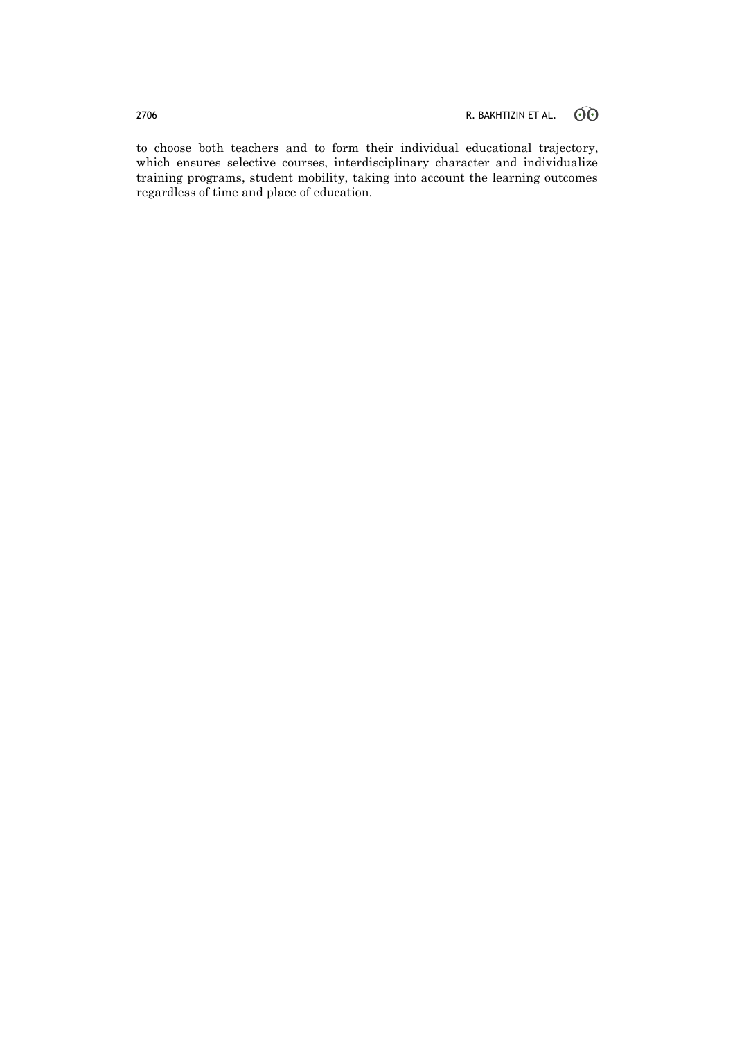to choose both teachers and to form their individual educational trajectory, which ensures selective courses, interdisciplinary character and individualize training programs, student mobility, taking into account the learning outcomes regardless of time and place of education.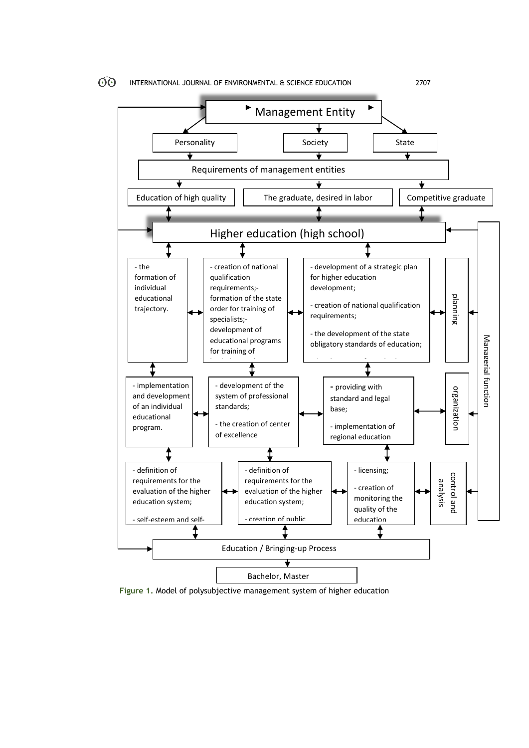Management Entity

Personality | Society | State

Requirements of management entities

Education of high quality | The graduate, desired in labor | Competitive graduate

Higher education (high school)

- the formation of individual educational trajectory.

- creation of national qualification requirements;
- formation of the state order for training of specialists;
- development of educational programs for training of

- development of a strategic plan for higher education development;
- creation of national qualification requirements;
- the development of the state obligatory standards of education;

planning

- implementation and development of an individual educational program.

- development of the system of professional standards;
- the creation of center of excellence

- providing with standard and legal base;
- implementation of regional education

organization

- definition of requirements for the evaluation of the higher education system;
- self-esteem and self-

- definition of requirements for the evaluation of the higher education system;
- creation of public

- licensing;
- creation of monitoring the quality of the education

control and analysis

Managerial function

Education / Bringing-up Process

Bachelor, Master

**Figure 1.** Model of polysubjective management system of higher education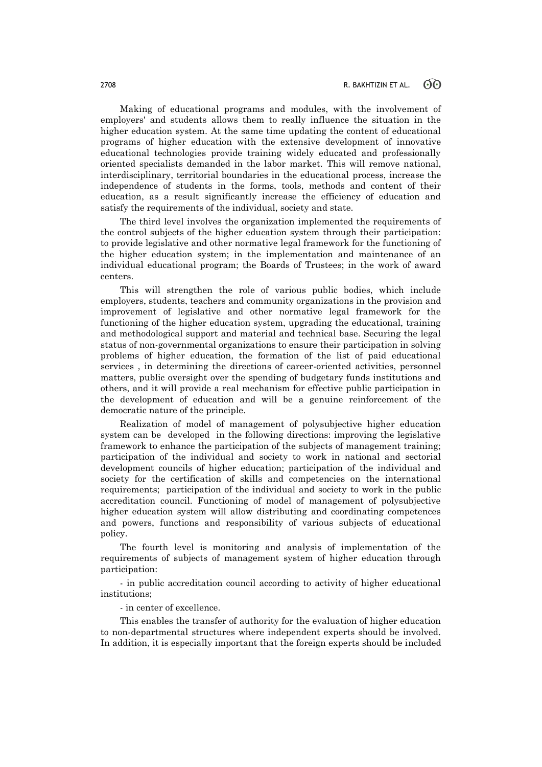Making of educational programs and modules, with the involvement of employers' and students allows them to really influence the situation in the higher education system. At the same time updating the content of educational programs of higher education with the extensive development of innovative educational technologies provide training widely educated and professionally oriented specialists demanded in the labor market. This will remove national, interdisciplinary, territorial boundaries in the educational process, increase the independence of students in the forms, tools, methods and content of their education, as a result significantly increase the efficiency of education and satisfy the requirements of the individual, society and state.

The third level involves the organization implemented the requirements of the control subjects of the higher education system through their participation: to provide legislative and other normative legal framework for the functioning of the higher education system; in the implementation and maintenance of an individual educational program; the Boards of Trustees; in the work of award centers.

This will strengthen the role of various public bodies, which include employers, students, teachers and community organizations in the provision and improvement of legislative and other normative legal framework for the functioning of the higher education system, upgrading the educational, training and methodological support and material and technical base. Securing the legal status of non-governmental organizations to ensure their participation in solving problems of higher education, the formation of the list of paid educational services , in determining the directions of career-oriented activities, personnel matters, public oversight over the spending of budgetary funds institutions and others, and it will provide a real mechanism for effective public participation in the development of education and will be a genuine reinforcement of the democratic nature of the principle.

Realization of model of management of polysubjective higher education system can be developed in the following directions: improving the legislative framework to enhance the participation of the subjects of management training; participation of the individual and society to work in national and sectorial development councils of higher education; participation of the individual and society for the certification of skills and competencies on the international requirements; participation of the individual and society to work in the public accreditation council. Functioning of model of management of polysubjective higher education system will allow distributing and coordinating competences and powers, functions and responsibility of various subjects of educational policy.

The fourth level is monitoring and analysis of implementation of the requirements of subjects of management system of higher education through participation:

- in public accreditation council according to activity of higher educational institutions;

- in center of excellence.

This enables the transfer of authority for the evaluation of higher education to non-departmental structures where independent experts should be involved. In addition, it is especially important that the foreign experts should be included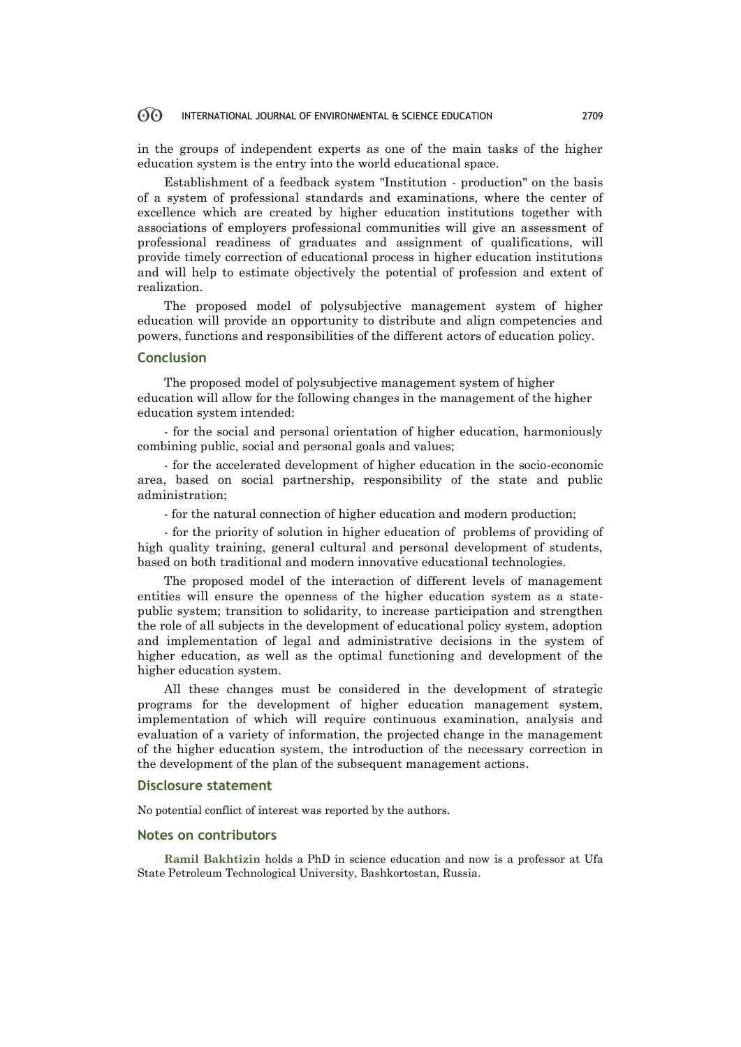in the groups of independent experts as one of the main tasks of the higher education system is the entry into the world educational space.

Establishment of a feedback system "Institution - production" on the basis of a system of professional standards and examinations, where the center of excellence which are created by higher education institutions together with associations of employers professional communities will give an assessment of professional readiness of graduates and assignment of qualifications, will provide timely correction of educational process in higher education institutions and will help to estimate objectively the potential of profession and extent of realization.

The proposed model of polysubjective management system of higher education will provide an opportunity to distribute and align competencies and powers, functions and responsibilities of the different actors of education policy.

## Conclusion

The proposed model of polysubjective management system of higher education will allow for the following changes in the management of the higher education system intended:

- for the social and personal orientation of higher education, harmoniously combining public, social and personal goals and values;

- for the accelerated development of higher education in the socio-economic area, based on social partnership, responsibility of the state and public administration;

- for the natural connection of higher education and modern production;

- for the priority of solution in higher education of problems of providing of high quality training, general cultural and personal development of students, based on both traditional and modern innovative educational technologies.

The proposed model of the interaction of different levels of management entities will ensure the openness of the higher education system as a state-public system; transition to solidarity, to increase participation and strengthen the role of all subjects in the development of educational policy system, adoption and implementation of legal and administrative decisions in the system of higher education, as well as the optimal functioning and development of the higher education system.

All these changes must be considered in the development of strategic programs for the development of higher education management system, implementation of which will require continuous examination, analysis and evaluation of a variety of information, the projected change in the management of the higher education system, the introduction of the necessary correction in the development of the plan of the subsequent management actions.

## Disclosure statement

No potential conflict of interest was reported by the authors.

## Notes on contributors

**Ramil Bakhtizin** holds a PhD in science education and now is a professor at Ufa State Petroleum Technological University, Bashkortostan, Russia.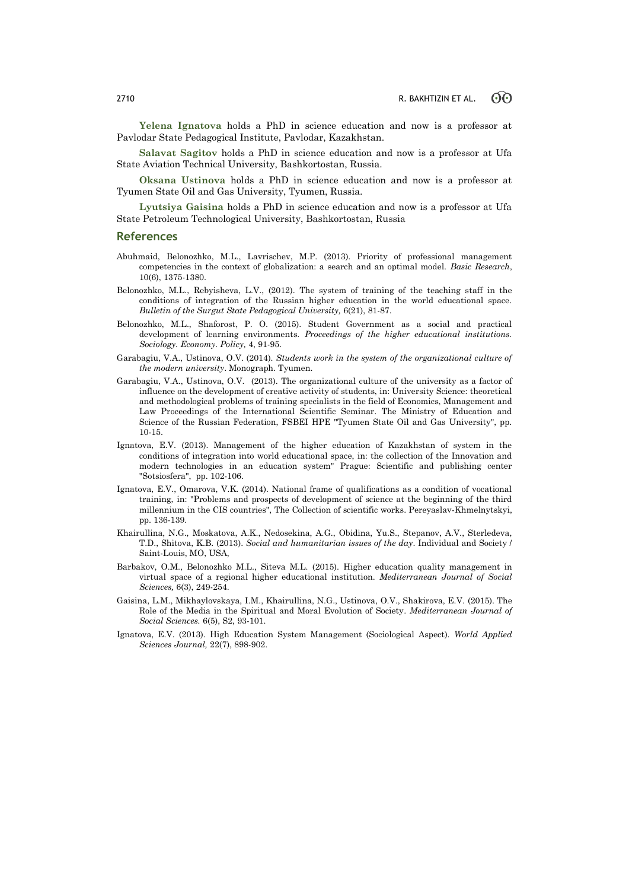**Yelena Ignatova** holds a PhD in science education and now is a professor at Pavlodar State Pedagogical Institute, Pavlodar, Kazakhstan.

**Salavat Sagitov** holds a PhD in science education and now is a professor at Ufa State Aviation Technical University, Bashkortostan, Russia.

**Oksana Ustinova** holds a PhD in science education and now is a professor at Tyumen State Oil and Gas University, Tyumen, Russia.

**Lyutsiya Gaisina** holds a PhD in science education and now is a professor at Ufa State Petroleum Technological University, Bashkortostan, Russia

## References

Abuhmaid, Belonozhko, M.L., Lavrischev, M.P. (2013). Priority of professional management competencies in the context of globalization: a search and an optimal model. *Basic Research*, 10(6), 1375-1380.

Belonozhko, M.L., Rebyisheva, L.V., (2012). The system of training of the teaching staff in the conditions of integration of the Russian higher education in the world educational space. *Bulletin of the Surgut State Pedagogical University,* 6(21), 81-87.

Belonozhko, M.L., Shaforost, P. O. (2015). Student Government as a social and practical development of learning environments. *Proceedings of the higher educational institutions. Sociology. Economy. Policy,* 4, 91-95.

Garabagiu, V.A., Ustinova, O.V. (2014). *Students work in the system of the organizational culture of the modern university*. Monograph. Tyumen.

Garabagiu, V.A., Ustinova, O.V. (2013). The organizational culture of the university as a factor of influence on the development of creative activity of students, in: University Science: theoretical and methodological problems of training specialists in the field of Economics, Management and Law Proceedings of the International Scientific Seminar. The Ministry of Education and Science of the Russian Federation, FSBEI HPE "Tyumen State Oil and Gas University", pp. 10-15.

Ignatova, E.V. (2013). Management of the higher education of Kazakhstan of system in the conditions of integration into world educational space, in: the collection of the Innovation and modern technologies in an education system" Prague: Scientific and publishing center "Sotsiosfera", pp. 102-106.

Ignatova, E.V., Omarova, V.K. (2014). National frame of qualifications as a condition of vocational training, in: "Problems and prospects of development of science at the beginning of the third millennium in the CIS countries", The Collection of scientific works. Pereyaslav-Khmelnytskyi, pp. 136-139.

Khairullina, N.G., Moskatova, A.K., Nedosekina, A.G., Obidina, Yu.S., Stepanov, A.V., Sterledeva, T.D., Shitova, K.B. (2013). *Social and humanitarian issues of the day*. Individual and Society / Saint-Louis, MO, USA,

Barbakov, O.M., Belonozhko M.L., Siteva M.L. (2015). Higher education quality management in virtual space of a regional higher educational institution. *Mediterranean Journal of Social Sciences,* 6(3), 249-254.

Gaisina, L.M., Mikhaylovskaya, I.M., Khairullina, N.G., Ustinova, O.V., Shakirova, E.V. (2015). The Role of the Media in the Spiritual and Moral Evolution of Society. *Mediterranean Journal of Social Sciences.* 6(5), S2, 93-101.

Ignatova, E.V. (2013). High Education System Management (Sociological Aspect). *World Applied Sciences Journal,* 22(7), 898-902.